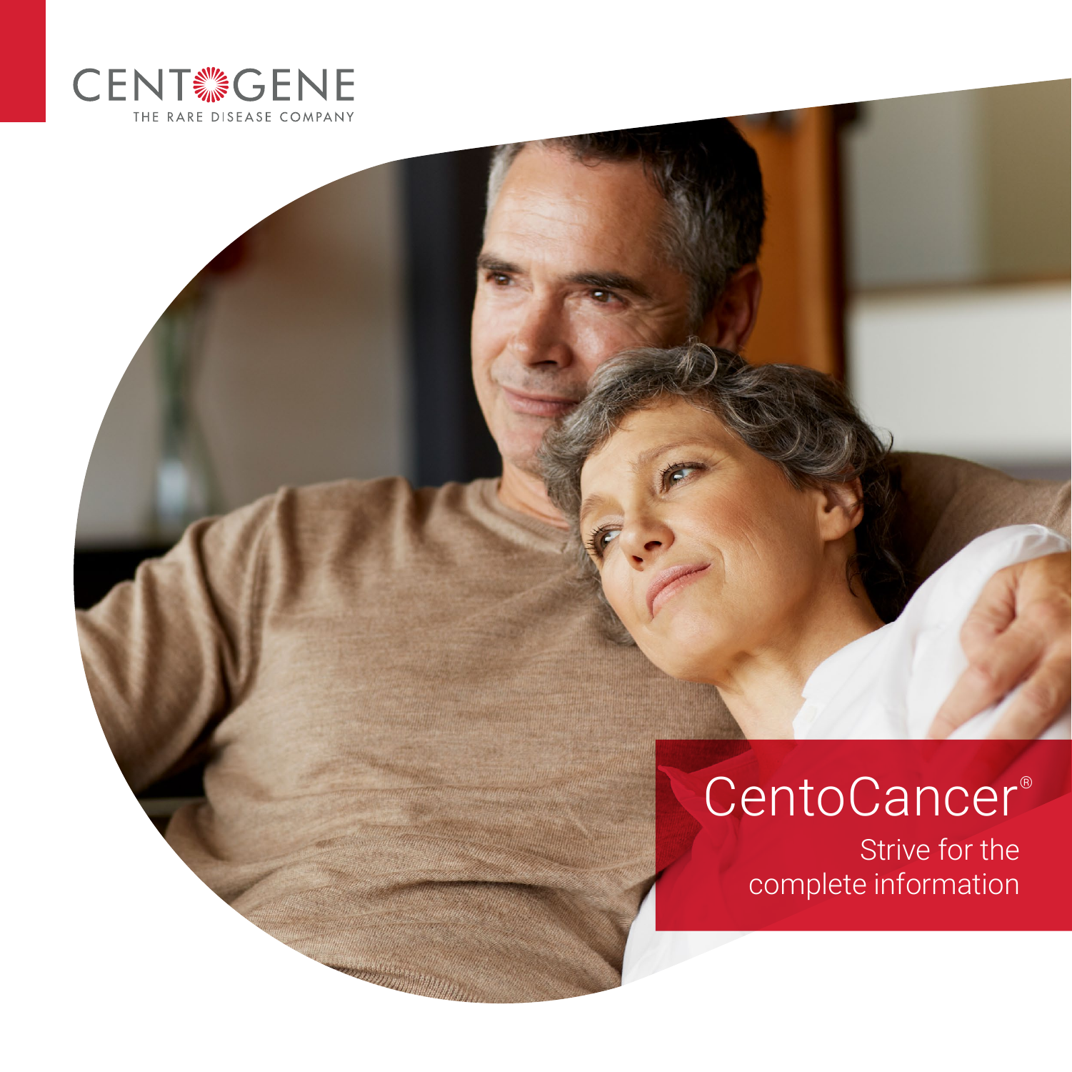CENTOGENE

THE RARE DISEASE COMPANY

# CentoCancer®

Strive for the complete information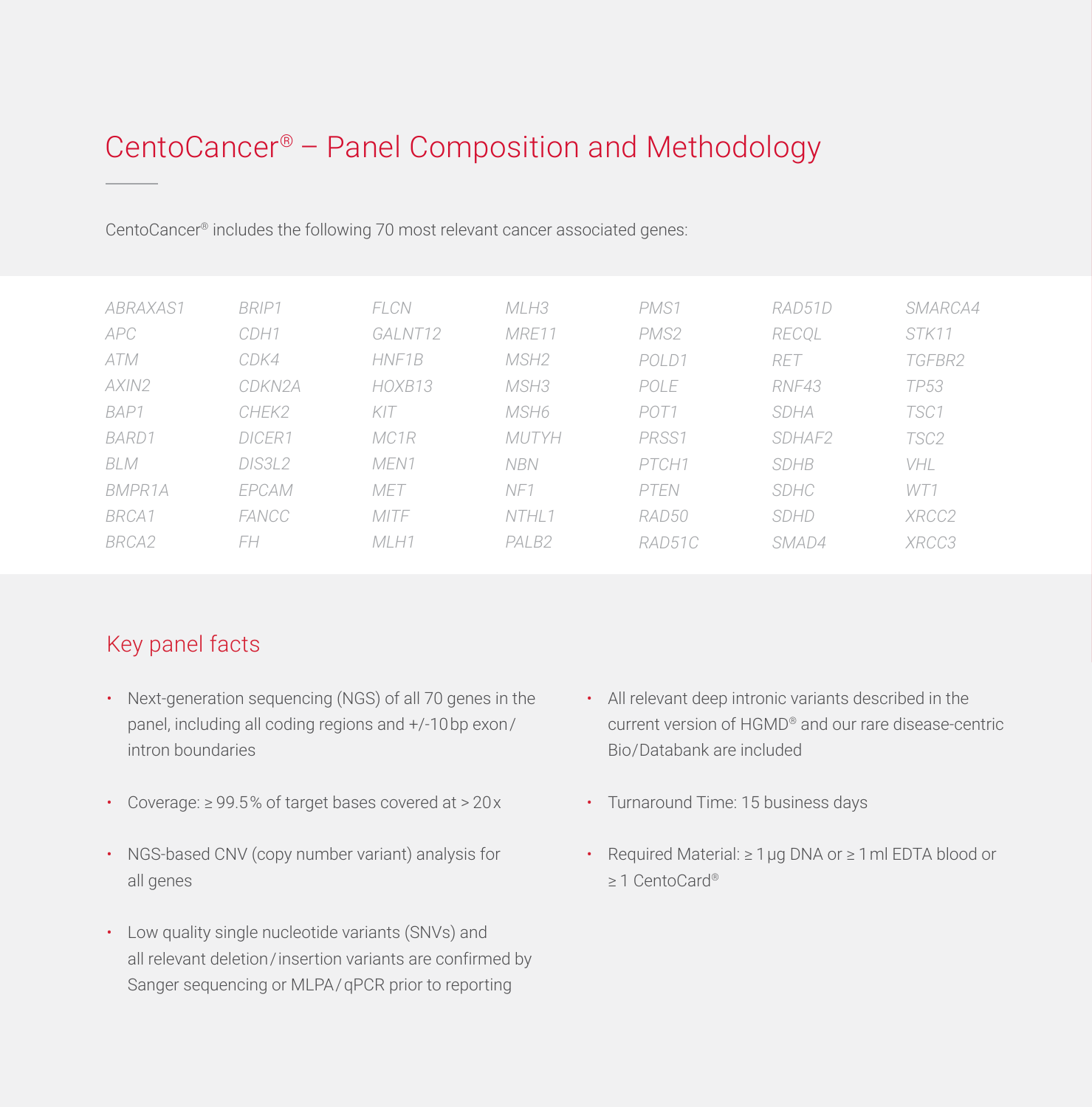# CentoCancer® – Panel Composition and Methodology

CentoCancer® includes the following 70 most relevant cancer associated genes:

| | | | | | | |
|---|---|---|---|---|---|---|
| *ABRAXAS1* | *BRIP1* | *FLCN* | *MLH3* | *PMS1* | *RAD51D* | *SMARCA4* |
| *APC* | *CDH1* | *GALNT12* | *MRE11* | *PMS2* | *RECQL* | *STK11* |
| *ATM* | *CDK4* | *HNF1B* | *MSH2* | *POLD1* | *RET* | *TGFBR2* |
| *AXIN2* | *CDKN2A* | *HOXB13* | *MSH3* | *POLE* | *RNF43* | *TP53* |
| *BAP1* | *CHEK2* | *KIT* | *MSH6* | *POT1* | *SDHA* | *TSC1* |
| *BARD1* | *DICER1* | *MC1R* | *MUTYH* | *PRSS1* | *SDHAF2* | *TSC2* |
| *BLM* | *DIS3L2* | *MEN1* | *NBN* | *PTCH1* | *SDHB* | *VHL* |
| *BMPR1A* | *EPCAM* | *MET* | *NF1* | *PTEN* | *SDHC* | *WT1* |
| *BRCA1* | *FANCC* | *MITF* | *NTHL1* | *RAD50* | *SDHD* | *XRCC2* |
| *BRCA2* | *FH* | *MLH1* | *PALB2* | *RAD51C* | *SMAD4* | *XRCC3* |

## Key panel facts

- Next-generation sequencing (NGS) of all 70 genes in the panel, including all coding regions and +/-10 bp exon/intron boundaries
- Coverage: ≥ 99.5 % of target bases covered at > 20 x
- NGS-based CNV (copy number variant) analysis for all genes
- Low quality single nucleotide variants (SNVs) and all relevant deletion/insertion variants are confirmed by Sanger sequencing or MLPA/qPCR prior to reporting
- All relevant deep intronic variants described in the current version of HGMD® and our rare disease-centric Bio/Databank are included
- Turnaround Time: 15 business days
- Required Material: ≥ 1 µg DNA or ≥ 1 ml EDTA blood or ≥ 1 CentoCard®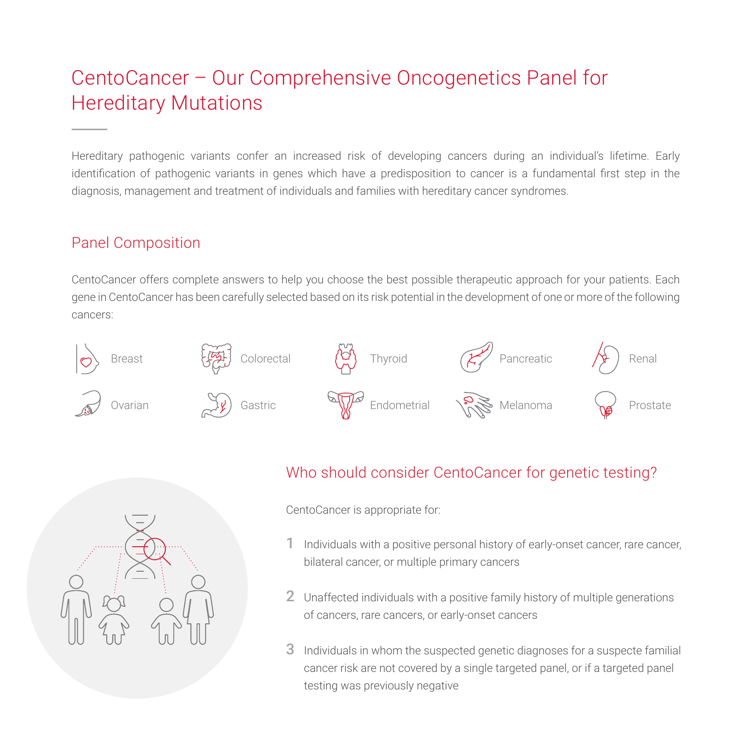# CentoCancer – Our Comprehensive Oncogenetics Panel for Hereditary Mutations

Hereditary pathogenic variants confer an increased risk of developing cancers during an individual's lifetime. Early identification of pathogenic variants in genes which have a predisposition to cancer is a fundamental first step in the diagnosis, management and treatment of individuals and families with hereditary cancer syndromes.

## Panel Composition

CentoCancer offers complete answers to help you choose the best possible therapeutic approach for your patients. Each gene in CentoCancer has been carefully selected based on its risk potential in the development of one or more of the following cancers:

- Breast
- Colorectal
- Thyroid
- Pancreatic
- Renal
- Ovarian
- Gastric
- Endometrial
- Melanoma
- Prostate

## Who should consider CentoCancer for genetic testing?

CentoCancer is appropriate for:

1. Individuals with a positive personal history of early-onset cancer, rare cancer, bilateral cancer, or multiple primary cancers
2. Unaffected individuals with a positive family history of multiple generations of cancers, rare cancers, or early-onset cancers
3. Individuals in whom the suspected genetic diagnoses for a suspecte familial cancer risk are not covered by a single targeted panel, or if a targeted panel testing was previously negative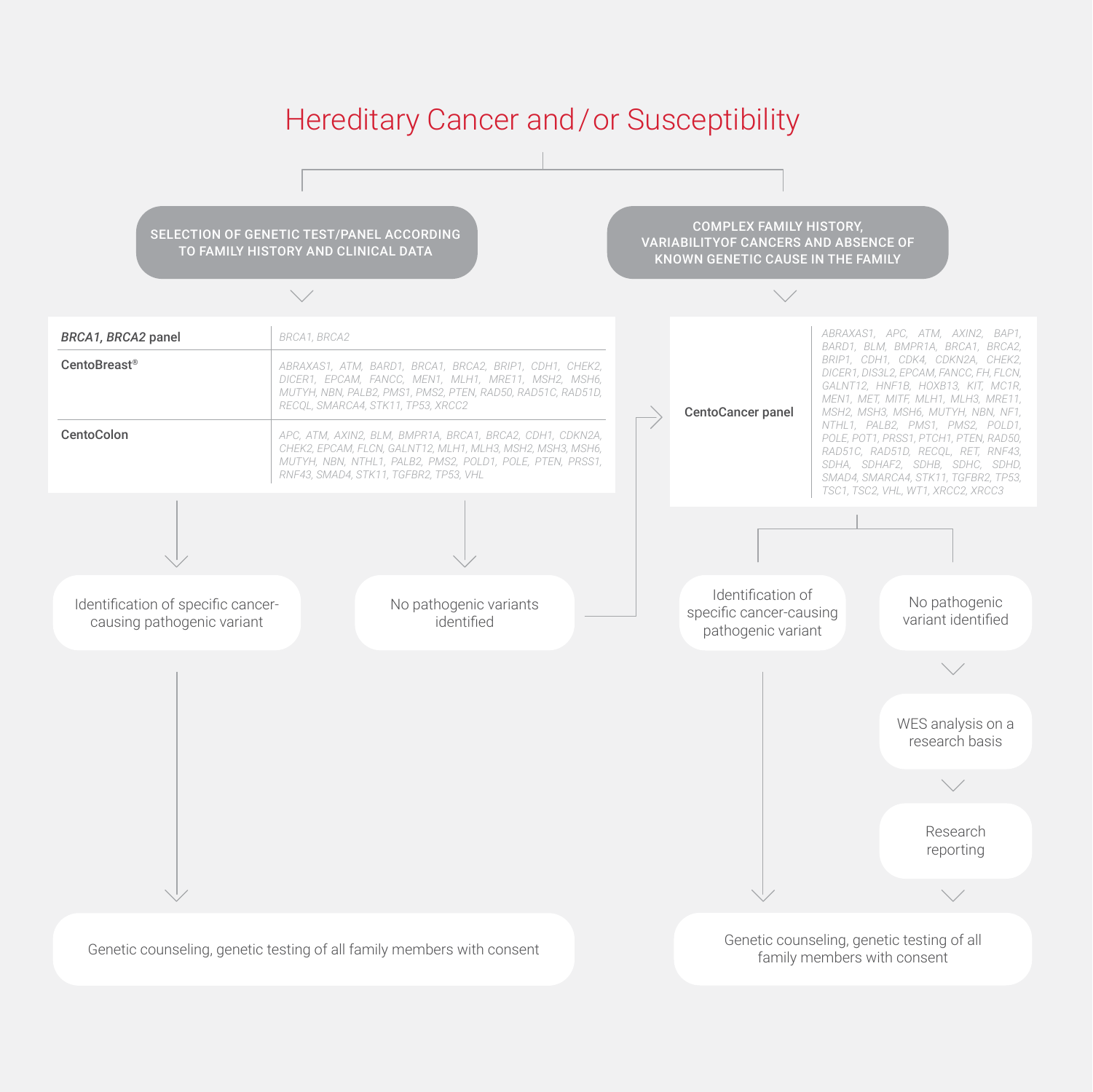# Hereditary Cancer and / or Susceptibility

**SELECTION OF GENETIC TEST/PANEL ACCORDING TO FAMILY HISTORY AND CLINICAL DATA**

| Panel | Genes |
| --- | --- |
| ***BRCA1, BRCA2*** **panel** | *BRCA1, BRCA2* |
| **CentoBreast®** | *ABRAXAS1, ATM, BARD1, BRCA1, BRCA2, BRIP1, CDH1, CHEK2, DICER1, EPCAM, FANCC, MEN1, MLH1, MRE11, MSH2, MSH6, MUTYH, NBN, PALB2, PMS1, PMS2, PTEN, RAD50, RAD51C, RAD51D, RECQL, SMARCA4, STK11, TP53, XRCC2* |
| **CentoColon** | *APC, ATM, AXIN2, BLM, BMPR1A, BRCA1, BRCA2, CDH1, CDKN2A, CHEK2, EPCAM, FLCN, GALNT12, MLH1, MLH3, MSH2, MSH3, MSH6, MUTYH, NBN, NTHL1, PALB2, PMS2, POLD1, POLE, PTEN, PRSS1, RNF43, SMAD4, STK11, TGFBR2, TP53, VHL* |

- Identification of specific cancer-causing pathogenic variant → Genetic counseling, genetic testing of all family members with consent
- No pathogenic variants identified → CentoCancer panel

**COMPLEX FAMILY HISTORY, VARIABILITYOF CANCERS AND ABSENCE OF KNOWN GENETIC CAUSE IN THE FAMILY**

| Panel | Genes |
| --- | --- |
| **CentoCancer panel** | *ABRAXAS1, APC, ATM, AXIN2, BAP1, BARD1, BLM, BMPR1A, BRCA1, BRCA2, BRIP1, CDH1, CDK4, CDKN2A, CHEK2, DICER1, DIS3L2, EPCAM, FANCC, FH, FLCN, GALNT12, HNF1B, HOXB13, KIT, MC1R, MEN1, MET, MITF, MLH1, MLH3, MRE11, MSH2, MSH3, MSH6, MUTYH, NBN, NF1, NTHL1, PALB2, PMS1, PMS2, POLD1, POLE, POT1, PRSS1, PTCH1, PTEN, RAD50, RAD51C, RAD51D, RECQL, RET, RNF43, SDHA, SDHAF2, SDHB, SDHC, SDHD, SMAD4, SMARCA4, STK11, TGFBR2, TP53, TSC1, TSC2, VHL, WT1, XRCC2, XRCC3* |

- Identification of specific cancer-causing pathogenic variant → Genetic counseling, genetic testing of all family members with consent
- No pathogenic variant identified → WES analysis on a research basis → Research reporting → Genetic counseling, genetic testing of all family members with consent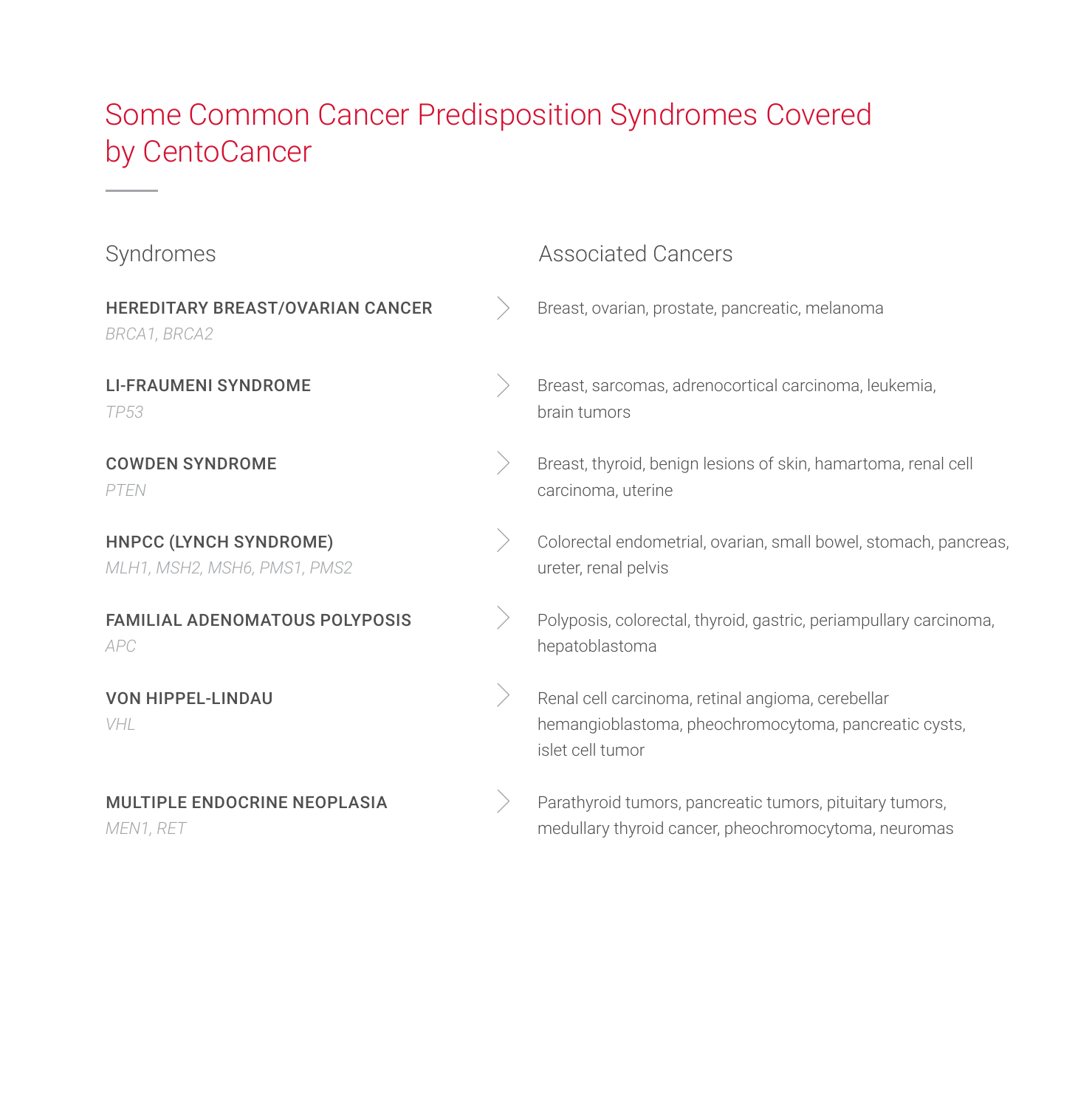# Some Common Cancer Predisposition Syndromes Covered by CentoCancer

| Syndromes | Associated Cancers |
|---|---|
| **HEREDITARY BREAST/OVARIAN CANCER**<br>*BRCA1, BRCA2* | Breast, ovarian, prostate, pancreatic, melanoma |
| **LI-FRAUMENI SYNDROME**<br>*TP53* | Breast, sarcomas, adrenocortical carcinoma, leukemia, brain tumors |
| **COWDEN SYNDROME**<br>*PTEN* | Breast, thyroid, benign lesions of skin, hamartoma, renal cell carcinoma, uterine |
| **HNPCC (LYNCH SYNDROME)**<br>*MLH1, MSH2, MSH6, PMS1, PMS2* | Colorectal endometrial, ovarian, small bowel, stomach, pancreas, ureter, renal pelvis |
| **FAMILIAL ADENOMATOUS POLYPOSIS**<br>*APC* | Polyposis, colorectal, thyroid, gastric, periampullary carcinoma, hepatoblastoma |
| **VON HIPPEL-LINDAU**<br>*VHL* | Renal cell carcinoma, retinal angioma, cerebellar hemangioblastoma, pheochromocytoma, pancreatic cysts, islet cell tumor |
| **MULTIPLE ENDOCRINE NEOPLASIA**<br>*MEN1, RET* | Parathyroid tumors, pancreatic tumors, pituitary tumors, medullary thyroid cancer, pheochromocytoma, neuromas |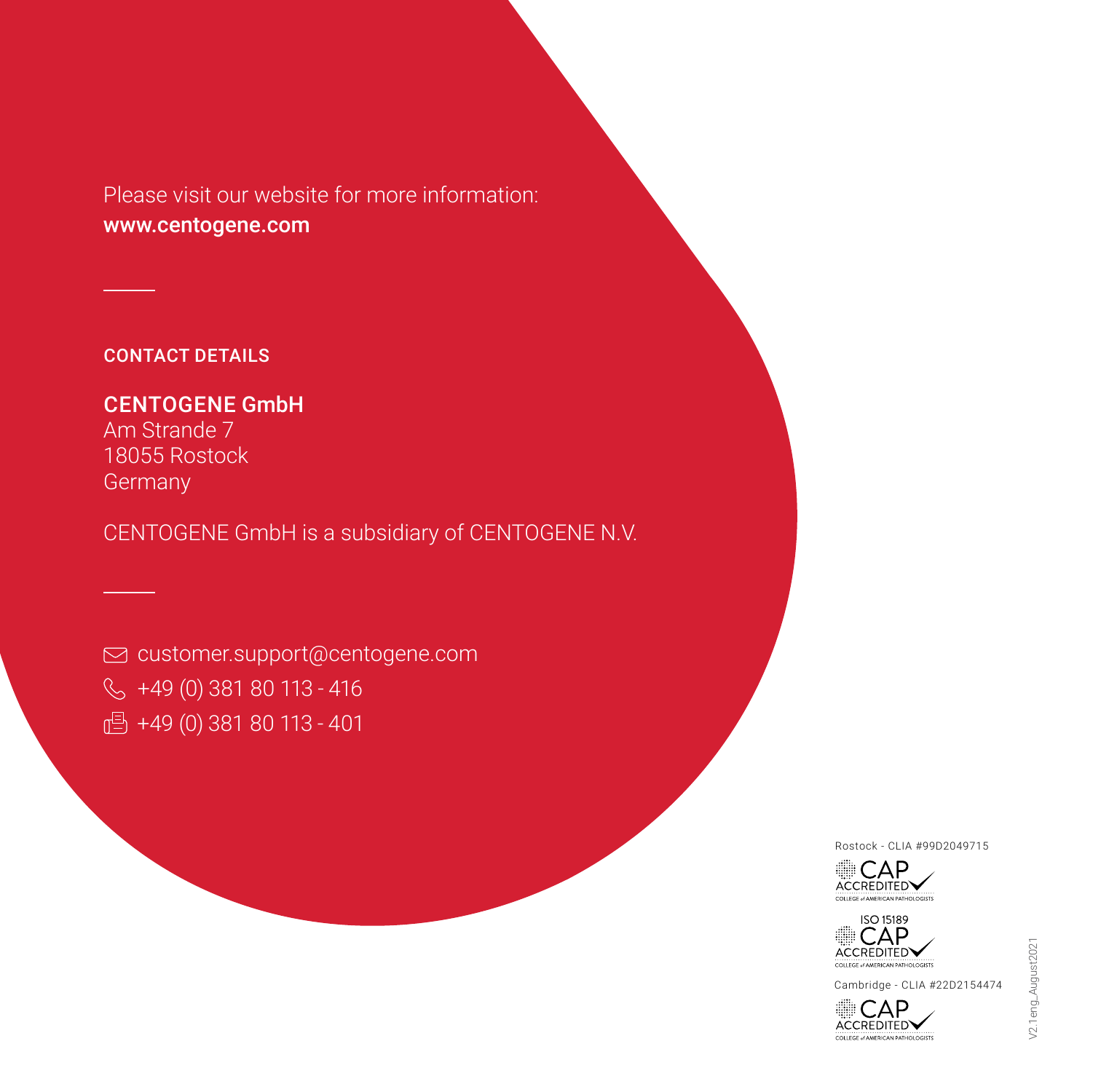Please visit our website for more information:
**www.centogene.com**

## CONTACT DETAILS

**CENTOGENE GmbH**
Am Strande 7
18055 Rostock
Germany

CENTOGENE GmbH is a subsidiary of CENTOGENE N.V.

customer.support@centogene.com
+49 (0) 381 80 113 - 416
+49 (0) 381 80 113 - 401

Rostock - CLIA #99D2049715

CAP ACCREDITED
COLLEGE of AMERICAN PATHOLOGISTS

ISO 15189
CAP ACCREDITED
COLLEGE of AMERICAN PATHOLOGISTS

Cambridge - CLIA #22D2154474

CAP ACCREDITED
COLLEGE of AMERICAN PATHOLOGISTS

V2.1eng_August2021